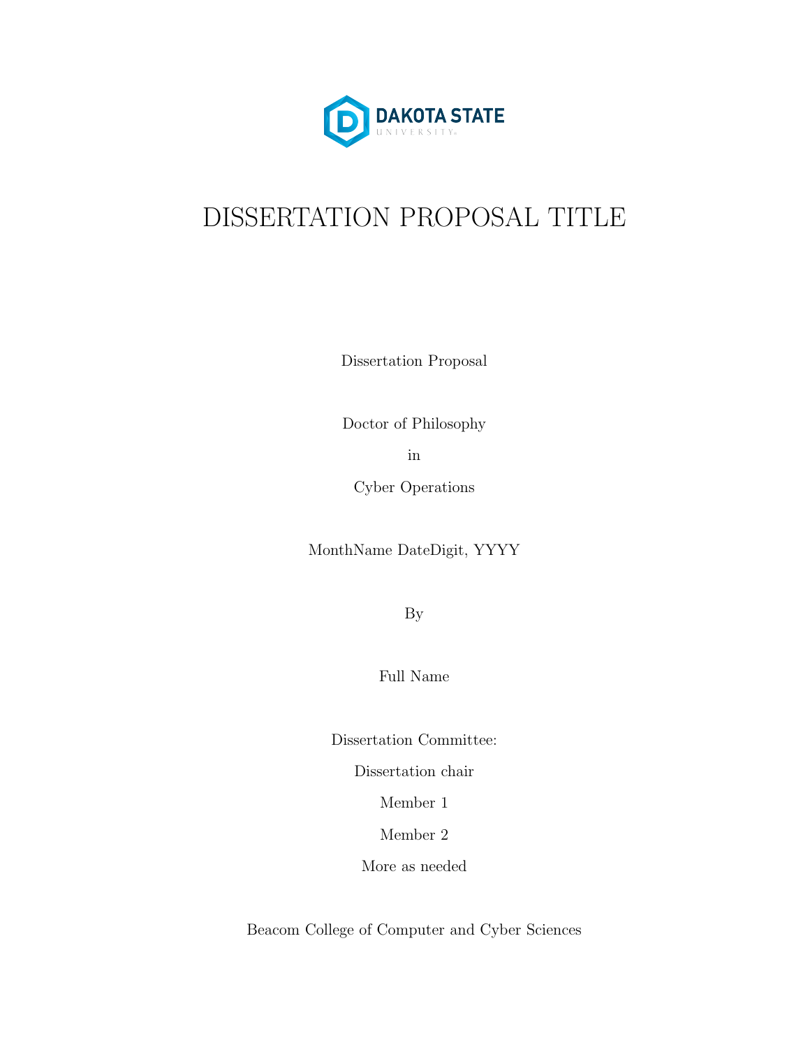DAKOTA STATE UNIVERSITY

# DISSERTATION PROPOSAL TITLE

Dissertation Proposal

Doctor of Philosophy

in

Cyber Operations

MonthName DateDigit, YYYY

By

Full Name

Dissertation Committee:

Dissertation chair

Member 1

Member 2

More as needed

Beacom College of Computer and Cyber Sciences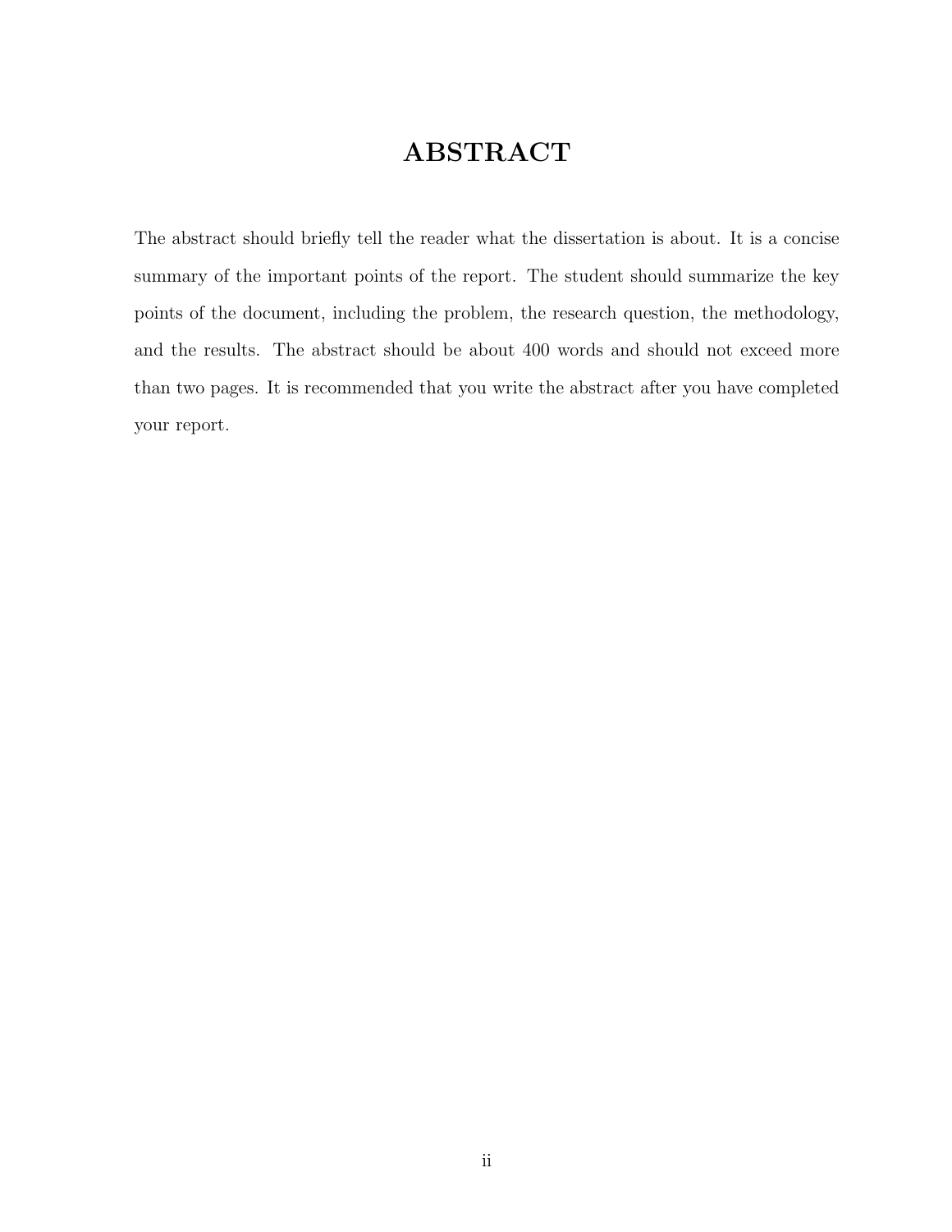# ABSTRACT

The abstract should briefly tell the reader what the dissertation is about. It is a concise summary of the important points of the report. The student should summarize the key points of the document, including the problem, the research question, the methodology, and the results. The abstract should be about 400 words and should not exceed more than two pages. It is recommended that you write the abstract after you have completed your report.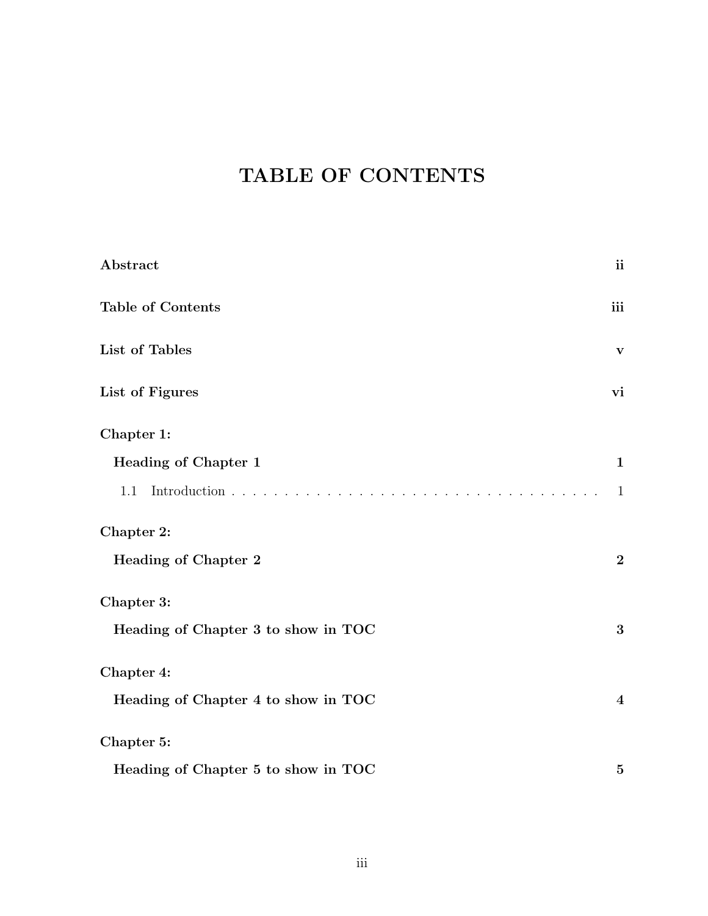# TABLE OF CONTENTS

**Abstract** **ii**

**Table of Contents** **iii**

**List of Tables** **v**

**List of Figures** **vi**

**Chapter 1:**

**Heading of Chapter 1** **1**

1.1 Introduction . . . . . . . . . . . . . . . . . . . . . . . . . . . . . . . . . . 1

**Chapter 2:**

**Heading of Chapter 2** **2**

**Chapter 3:**

**Heading of Chapter 3 to show in TOC** **3**

**Chapter 4:**

**Heading of Chapter 4 to show in TOC** **4**

**Chapter 5:**

**Heading of Chapter 5 to show in TOC** **5**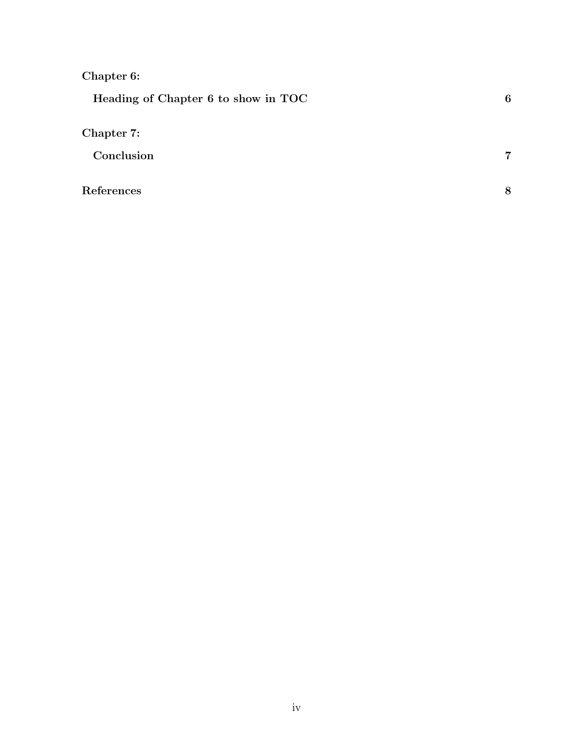**Chapter 6:**

**Heading of Chapter 6 to show in TOC** **6**

**Chapter 7:**

**Conclusion** **7**

**References** **8**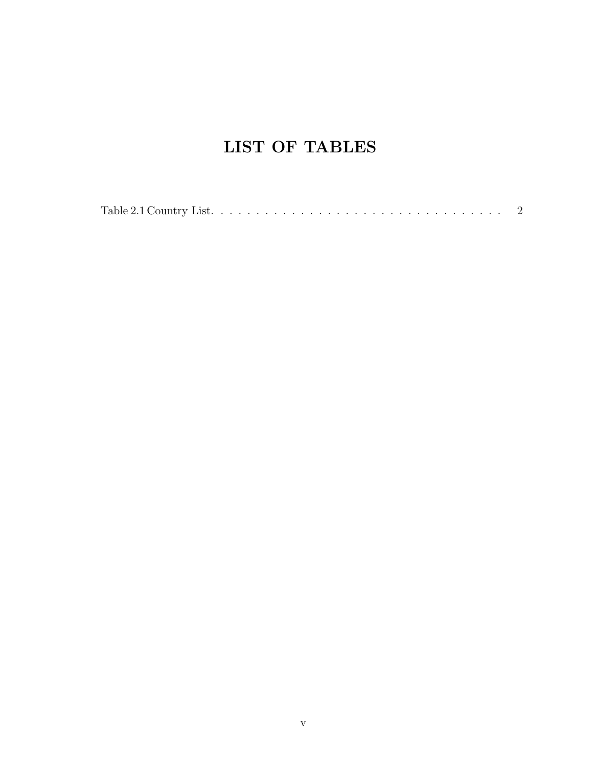# LIST OF TABLES

Table 2.1 Country List . . . . . . . . . . . . . . . . . . . . . . . . . . . . . . . . . . . 2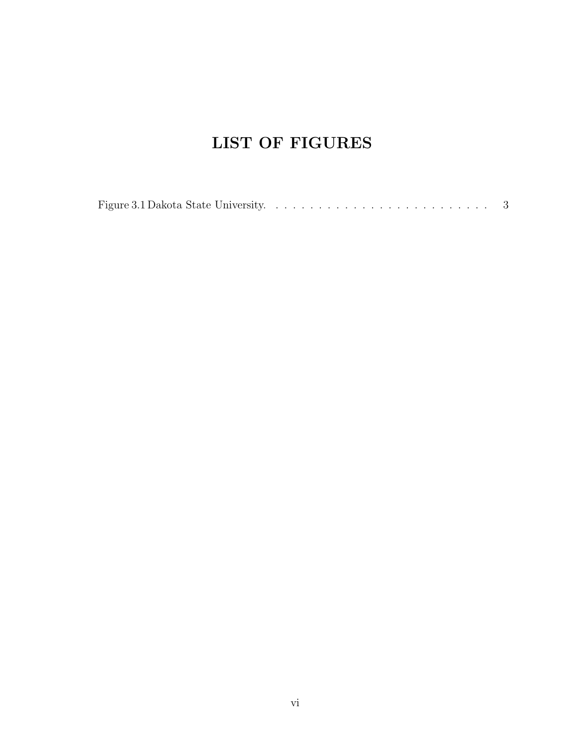# LIST OF FIGURES

Figure 3.1 Dakota State University. . . . . . . . . . . . . . . . . . . . . . . . . . . . 3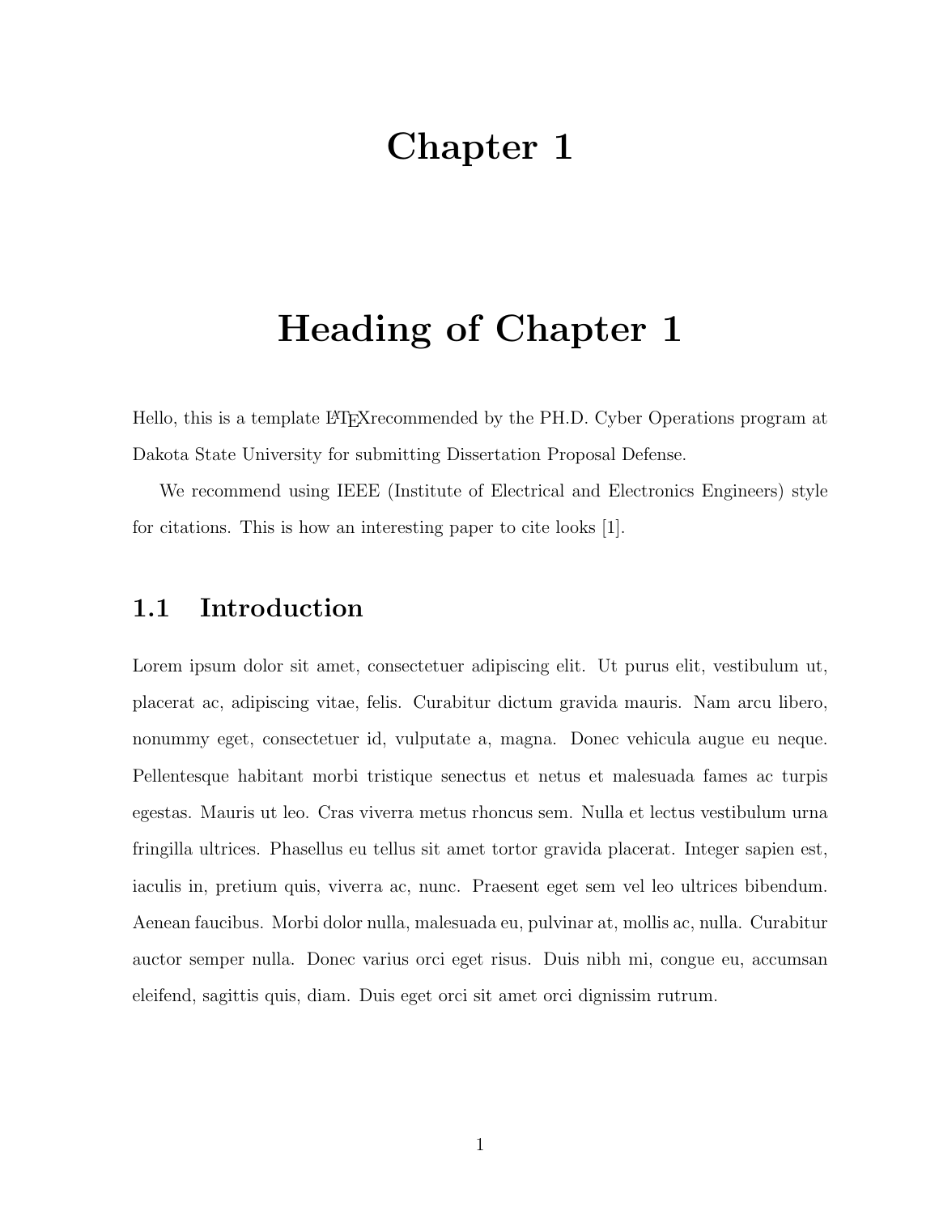# Chapter 1

# Heading of Chapter 1

Hello, this is a template LaTeXrecommended by the PH.D. Cyber Operations program at Dakota State University for submitting Dissertation Proposal Defense.

We recommend using IEEE (Institute of Electrical and Electronics Engineers) style for citations. This is how an interesting paper to cite looks [1].

## 1.1 Introduction

Lorem ipsum dolor sit amet, consectetuer adipiscing elit. Ut purus elit, vestibulum ut, placerat ac, adipiscing vitae, felis. Curabitur dictum gravida mauris. Nam arcu libero, nonummy eget, consectetuer id, vulputate a, magna. Donec vehicula augue eu neque. Pellentesque habitant morbi tristique senectus et netus et malesuada fames ac turpis egestas. Mauris ut leo. Cras viverra metus rhoncus sem. Nulla et lectus vestibulum urna fringilla ultrices. Phasellus eu tellus sit amet tortor gravida placerat. Integer sapien est, iaculis in, pretium quis, viverra ac, nunc. Praesent eget sem vel leo ultrices bibendum. Aenean faucibus. Morbi dolor nulla, malesuada eu, pulvinar at, mollis ac, nulla. Curabitur auctor semper nulla. Donec varius orci eget risus. Duis nibh mi, congue eu, accumsan eleifend, sagittis quis, diam. Duis eget orci sit amet orci dignissim rutrum.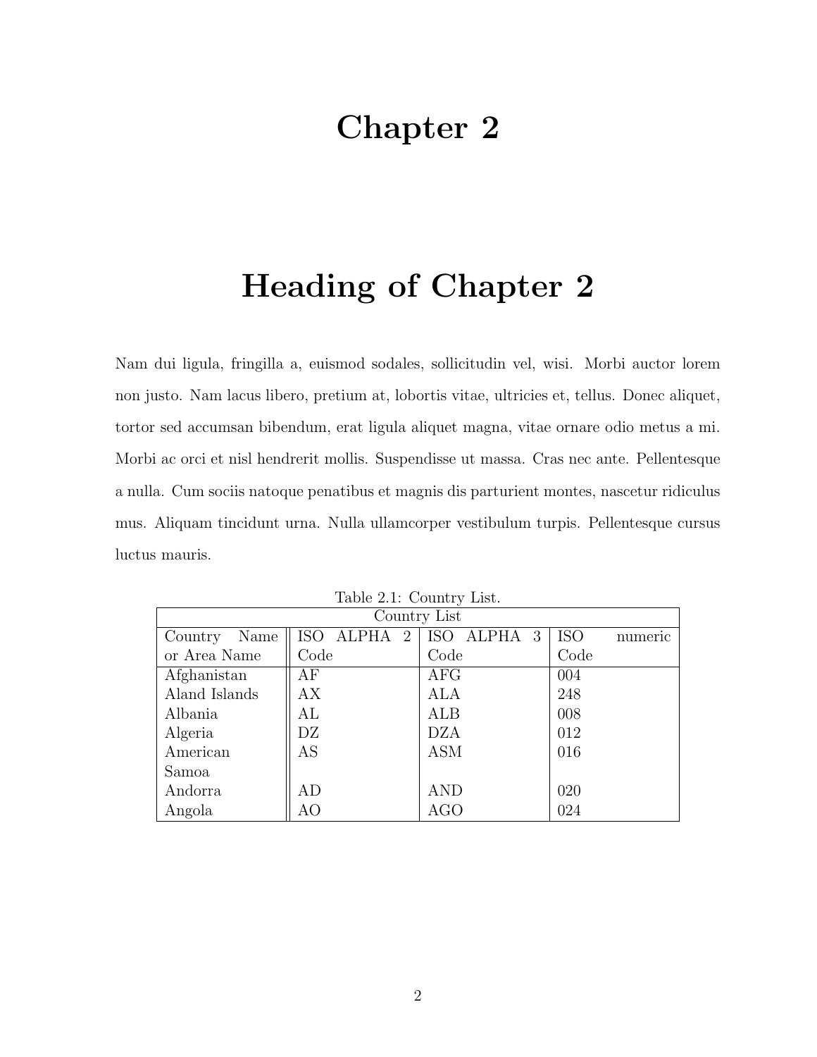# Chapter 2

# Heading of Chapter 2

Nam dui ligula, fringilla a, euismod sodales, sollicitudin vel, wisi. Morbi auctor lorem non justo. Nam lacus libero, pretium at, lobortis vitae, ultricies et, tellus. Donec aliquet, tortor sed accumsan bibendum, erat ligula aliquet magna, vitae ornare odio metus a mi. Morbi ac orci et nisl hendrerit mollis. Suspendisse ut massa. Cras nec ante. Pellentesque a nulla. Cum sociis natoque penatibus et magnis dis parturient montes, nascetur ridiculus mus. Aliquam tincidunt urna. Nulla ullamcorper vestibulum turpis. Pellentesque cursus luctus mauris.

Table 2.1: Country List.

| Country List | | | |
|---|---|---|---|
| Country Name or Area Name | ISO ALPHA 2 Code | ISO ALPHA 3 Code | ISO numeric Code |
| Afghanistan | AF | AFG | 004 |
| Aland Islands | AX | ALA | 248 |
| Albania | AL | ALB | 008 |
| Algeria | DZ | DZA | 012 |
| American Samoa | AS | ASM | 016 |
| Andorra | AD | AND | 020 |
| Angola | AO | AGO | 024 |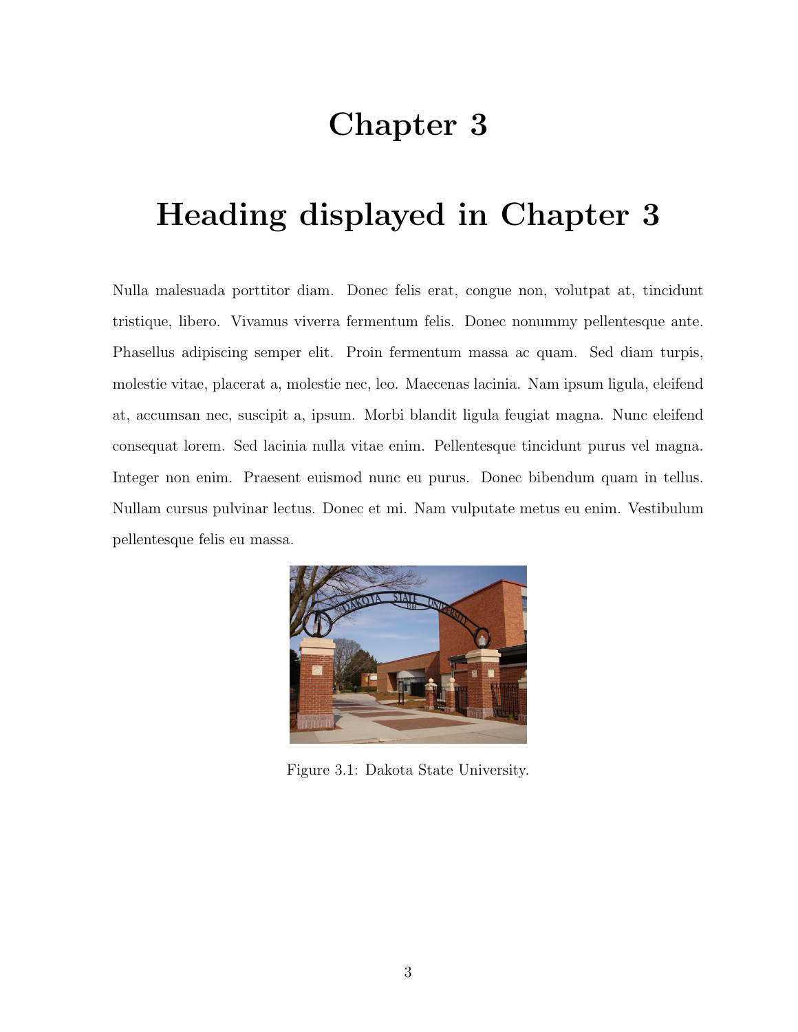# Chapter 3

# Heading displayed in Chapter 3

Nulla malesuada porttitor diam. Donec felis erat, congue non, volutpat at, tincidunt tristique, libero. Vivamus viverra fermentum felis. Donec nonummy pellentesque ante. Phasellus adipiscing semper elit. Proin fermentum massa ac quam. Sed diam turpis, molestie vitae, placerat a, molestie nec, leo. Maecenas lacinia. Nam ipsum ligula, eleifend at, accumsan nec, suscipit a, ipsum. Morbi blandit ligula feugiat magna. Nunc eleifend consequat lorem. Sed lacinia nulla vitae enim. Pellentesque tincidunt purus vel magna. Integer non enim. Praesent euismod nunc eu purus. Donec bibendum quam in tellus. Nullam cursus pulvinar lectus. Donec et mi. Nam vulputate metus eu enim. Vestibulum pellentesque felis eu massa.

Figure 3.1: Dakota State University.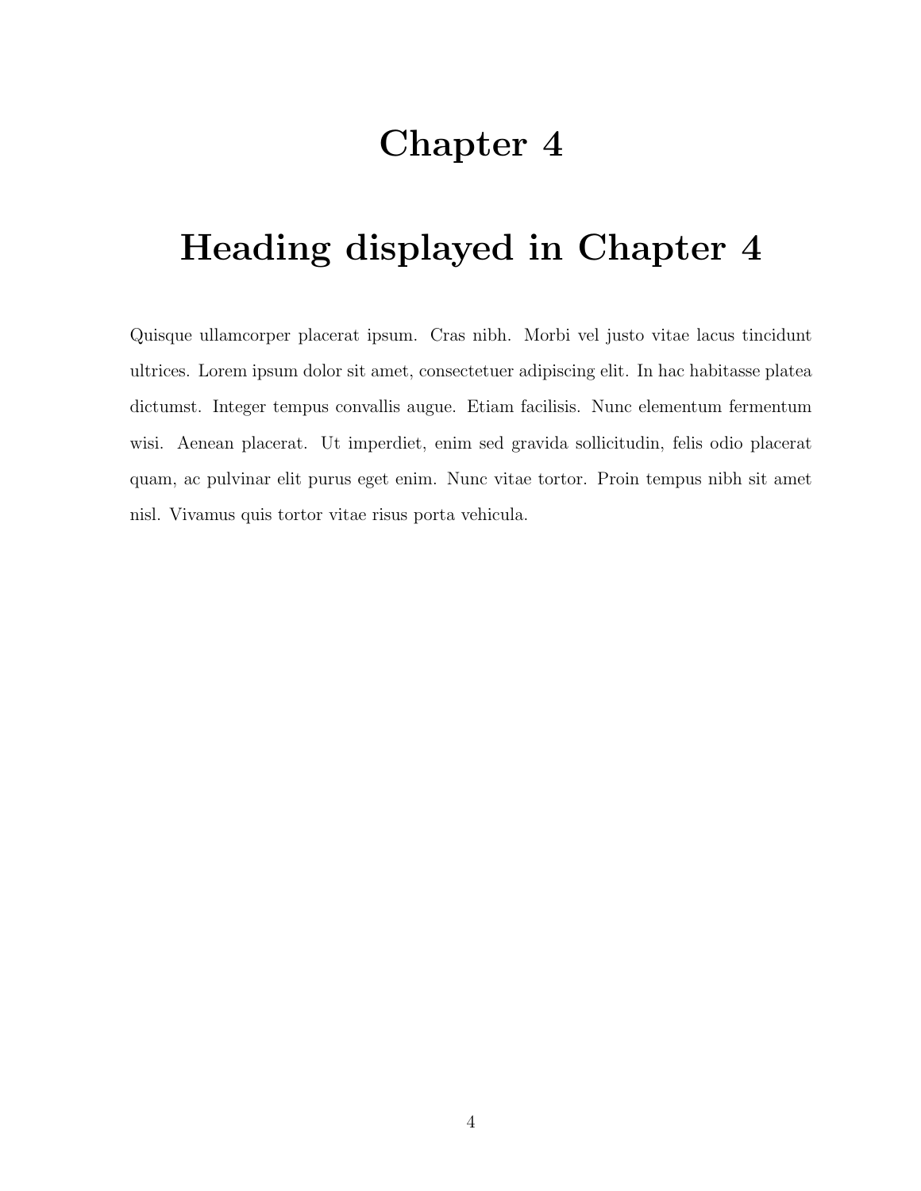# Chapter 4

# Heading displayed in Chapter 4

Quisque ullamcorper placerat ipsum. Cras nibh. Morbi vel justo vitae lacus tincidunt ultrices. Lorem ipsum dolor sit amet, consectetuer adipiscing elit. In hac habitasse platea dictumst. Integer tempus convallis augue. Etiam facilisis. Nunc elementum fermentum wisi. Aenean placerat. Ut imperdiet, enim sed gravida sollicitudin, felis odio placerat quam, ac pulvinar elit purus eget enim. Nunc vitae tortor. Proin tempus nibh sit amet nisl. Vivamus quis tortor vitae risus porta vehicula.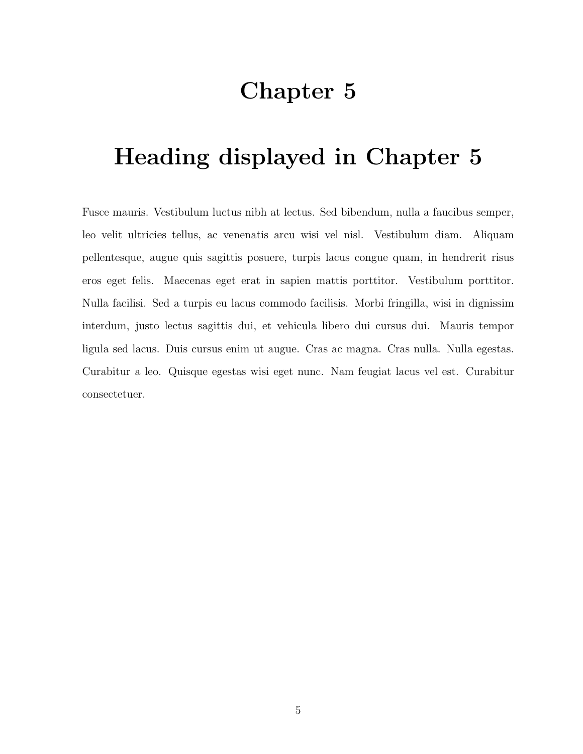# Chapter 5

# Heading displayed in Chapter 5

Fusce mauris. Vestibulum luctus nibh at lectus. Sed bibendum, nulla a faucibus semper, leo velit ultricies tellus, ac venenatis arcu wisi vel nisl. Vestibulum diam. Aliquam pellentesque, augue quis sagittis posuere, turpis lacus congue quam, in hendrerit risus eros eget felis. Maecenas eget erat in sapien mattis porttitor. Vestibulum porttitor. Nulla facilisi. Sed a turpis eu lacus commodo facilisis. Morbi fringilla, wisi in dignissim interdum, justo lectus sagittis dui, et vehicula libero dui cursus dui. Mauris tempor ligula sed lacus. Duis cursus enim ut augue. Cras ac magna. Cras nulla. Nulla egestas. Curabitur a leo. Quisque egestas wisi eget nunc. Nam feugiat lacus vel est. Curabitur consectetuer.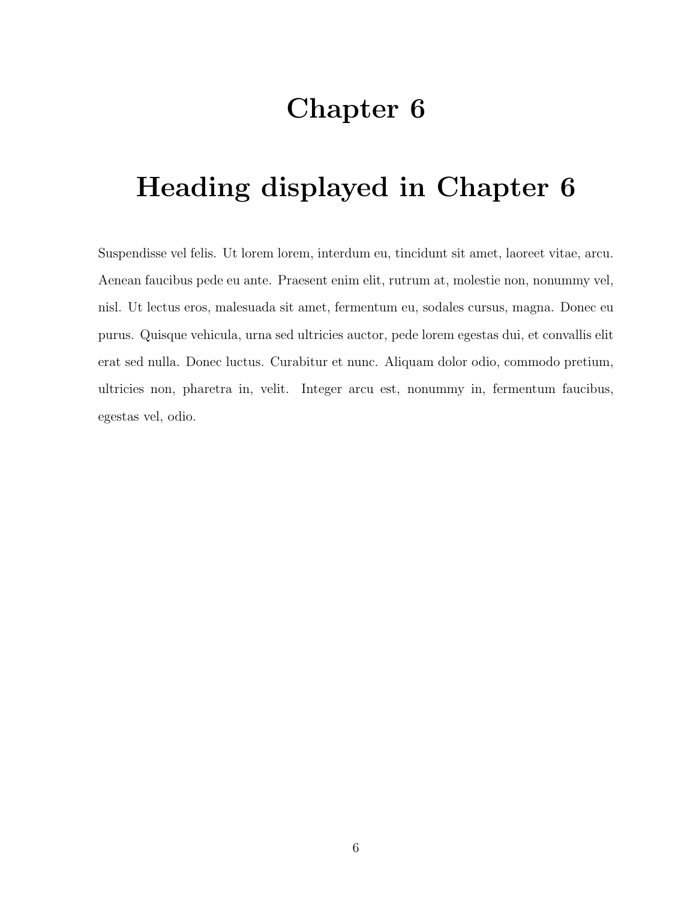# Chapter 6

# Heading displayed in Chapter 6

Suspendisse vel felis. Ut lorem lorem, interdum eu, tincidunt sit amet, laoreet vitae, arcu. Aenean faucibus pede eu ante. Praesent enim elit, rutrum at, molestie non, nonummy vel, nisl. Ut lectus eros, malesuada sit amet, fermentum eu, sodales cursus, magna. Donec eu purus. Quisque vehicula, urna sed ultricies auctor, pede lorem egestas dui, et convallis elit erat sed nulla. Donec luctus. Curabitur et nunc. Aliquam dolor odio, commodo pretium, ultricies non, pharetra in, velit. Integer arcu est, nonummy in, fermentum faucibus, egestas vel, odio.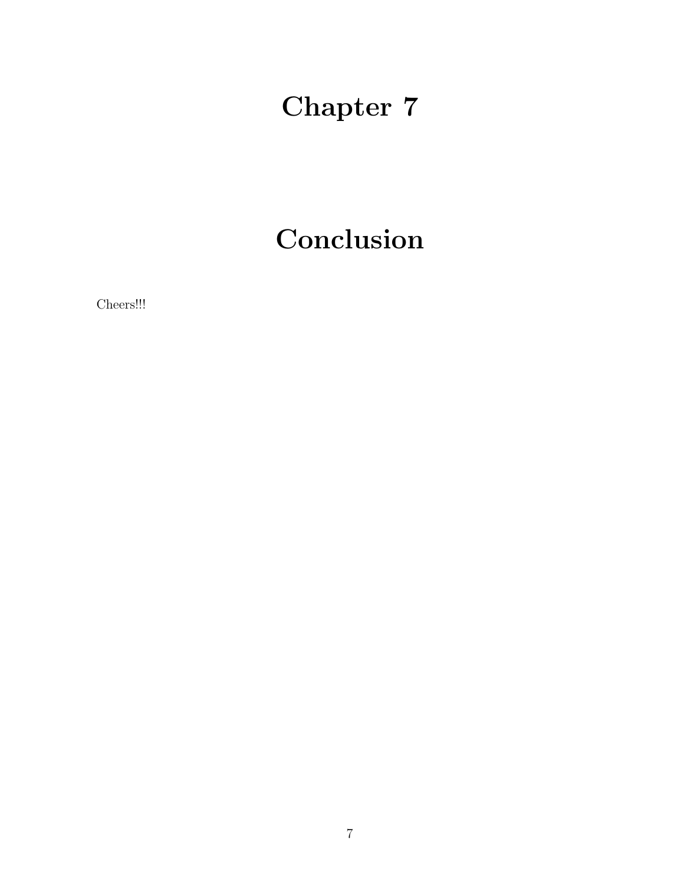# Chapter 7

# Conclusion

Cheers!!!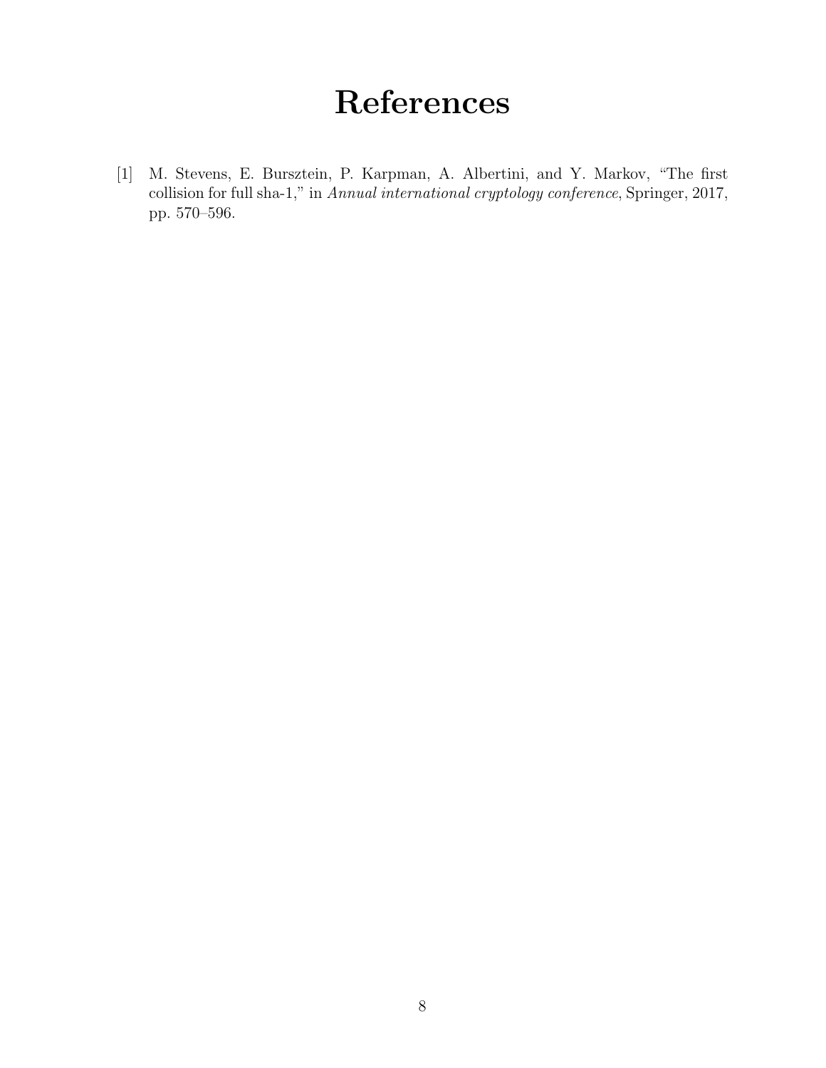# References

[1] M. Stevens, E. Bursztein, P. Karpman, A. Albertini, and Y. Markov, "The first collision for full sha-1," in *Annual international cryptology conference*, Springer, 2017, pp. 570–596.